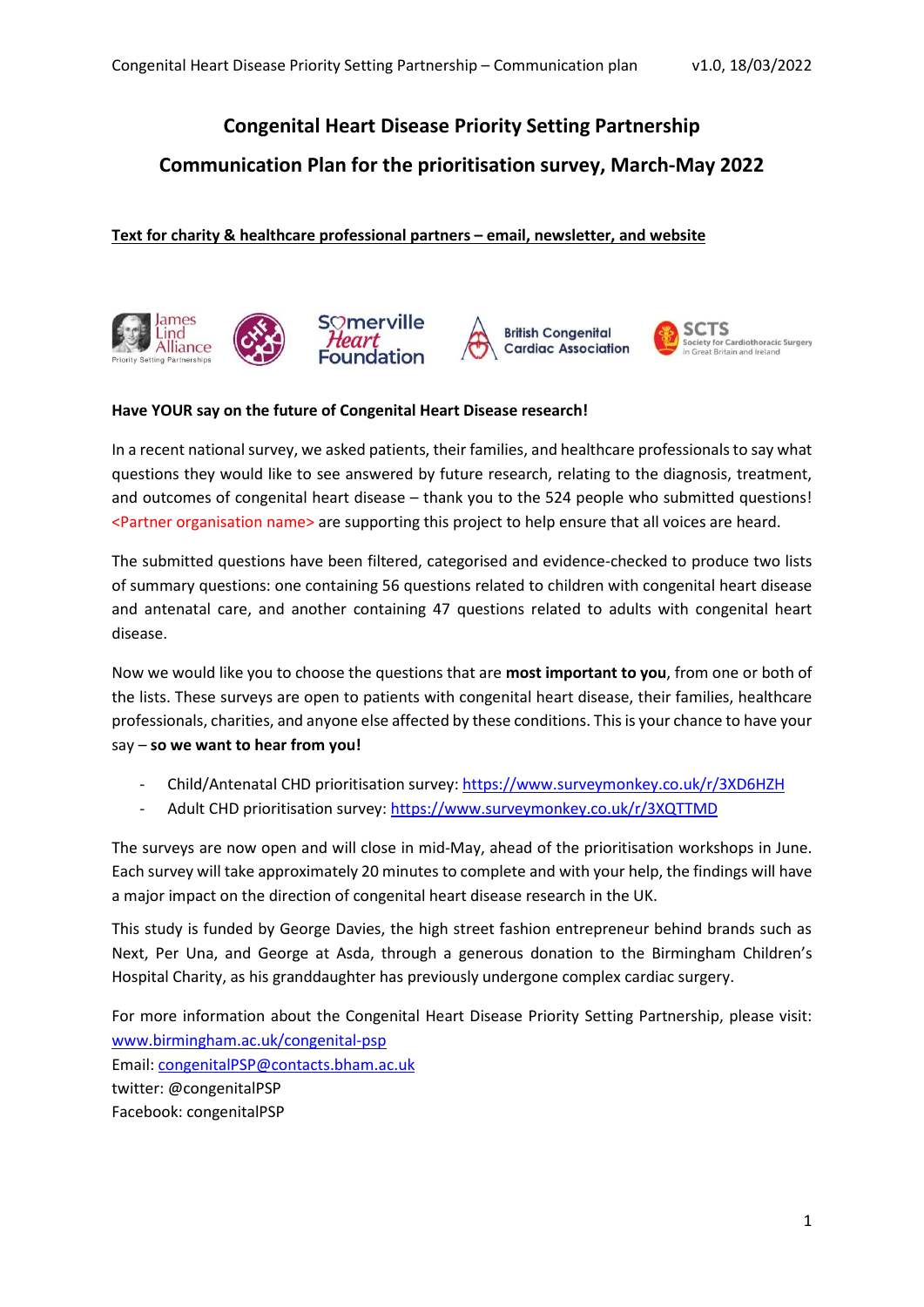# Congenital Heart Disease Priority Setting Partnership

## Communication Plan for the prioritisation survey, March-May 2022

**Text for charity & healthcare professional partners – email, newsletter, and website**

**Have YOUR say on the future of Congenital Heart Disease research!**

In a recent national survey, we asked patients, their families, and healthcare professionals to say what questions they would like to see answered by future research, relating to the diagnosis, treatment, and outcomes of congenital heart disease – thank you to the 524 people who submitted questions! <Partner organisation name> are supporting this project to help ensure that all voices are heard.

The submitted questions have been filtered, categorised and evidence-checked to produce two lists of summary questions: one containing 56 questions related to children with congenital heart disease and antenatal care, and another containing 47 questions related to adults with congenital heart disease.

Now we would like you to choose the questions that are **most important to you**, from one or both of the lists. These surveys are open to patients with congenital heart disease, their families, healthcare professionals, charities, and anyone else affected by these conditions. This is your chance to have your say – **so we want to hear from you!**

- Child/Antenatal CHD prioritisation survey: https://www.surveymonkey.co.uk/r/3XD6HZH
- Adult CHD prioritisation survey: https://www.surveymonkey.co.uk/r/3XQTTMD

The surveys are now open and will close in mid-May, ahead of the prioritisation workshops in June. Each survey will take approximately 20 minutes to complete and with your help, the findings will have a major impact on the direction of congenital heart disease research in the UK.

This study is funded by George Davies, the high street fashion entrepreneur behind brands such as Next, Per Una, and George at Asda, through a generous donation to the Birmingham Children's Hospital Charity, as his granddaughter has previously undergone complex cardiac surgery.

For more information about the Congenital Heart Disease Priority Setting Partnership, please visit: www.birmingham.ac.uk/congenital-psp
Email: congenitalPSP@contacts.bham.ac.uk
twitter: @congenitalPSP
Facebook: congenitalPSP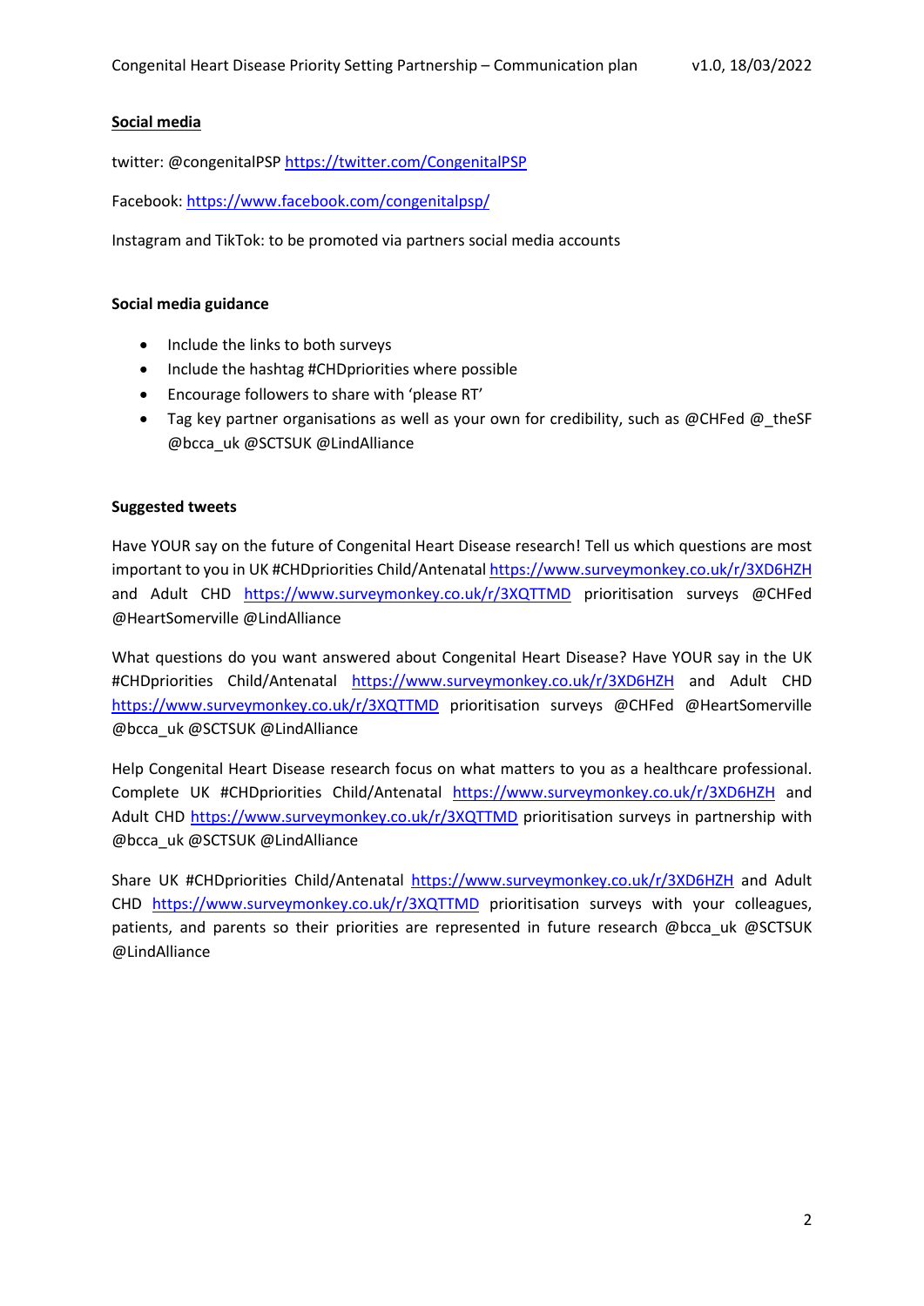## Social media

twitter: @congenitalPSP https://twitter.com/CongenitalPSP

Facebook: https://www.facebook.com/congenitalpsp/

Instagram and TikTok: to be promoted via partners social media accounts

### Social media guidance

- Include the links to both surveys
- Include the hashtag #CHDpriorities where possible
- Encourage followers to share with 'please RT'
- Tag key partner organisations as well as your own for credibility, such as @CHFed @_theSF @bcca_uk @SCTSUK @LindAlliance

### Suggested tweets

Have YOUR say on the future of Congenital Heart Disease research! Tell us which questions are most important to you in UK #CHDpriorities Child/Antenatal https://www.surveymonkey.co.uk/r/3XD6HZH and Adult CHD https://www.surveymonkey.co.uk/r/3XQTTMD prioritisation surveys @CHFed @HeartSomerville @LindAlliance

What questions do you want answered about Congenital Heart Disease? Have YOUR say in the UK #CHDpriorities Child/Antenatal https://www.surveymonkey.co.uk/r/3XD6HZH and Adult CHD https://www.surveymonkey.co.uk/r/3XQTTMD prioritisation surveys @CHFed @HeartSomerville @bcca_uk @SCTSUK @LindAlliance

Help Congenital Heart Disease research focus on what matters to you as a healthcare professional. Complete UK #CHDpriorities Child/Antenatal https://www.surveymonkey.co.uk/r/3XD6HZH and Adult CHD https://www.surveymonkey.co.uk/r/3XQTTMD prioritisation surveys in partnership with @bcca_uk @SCTSUK @LindAlliance

Share UK #CHDpriorities Child/Antenatal https://www.surveymonkey.co.uk/r/3XD6HZH and Adult CHD https://www.surveymonkey.co.uk/r/3XQTTMD prioritisation surveys with your colleagues, patients, and parents so their priorities are represented in future research @bcca_uk @SCTSUK @LindAlliance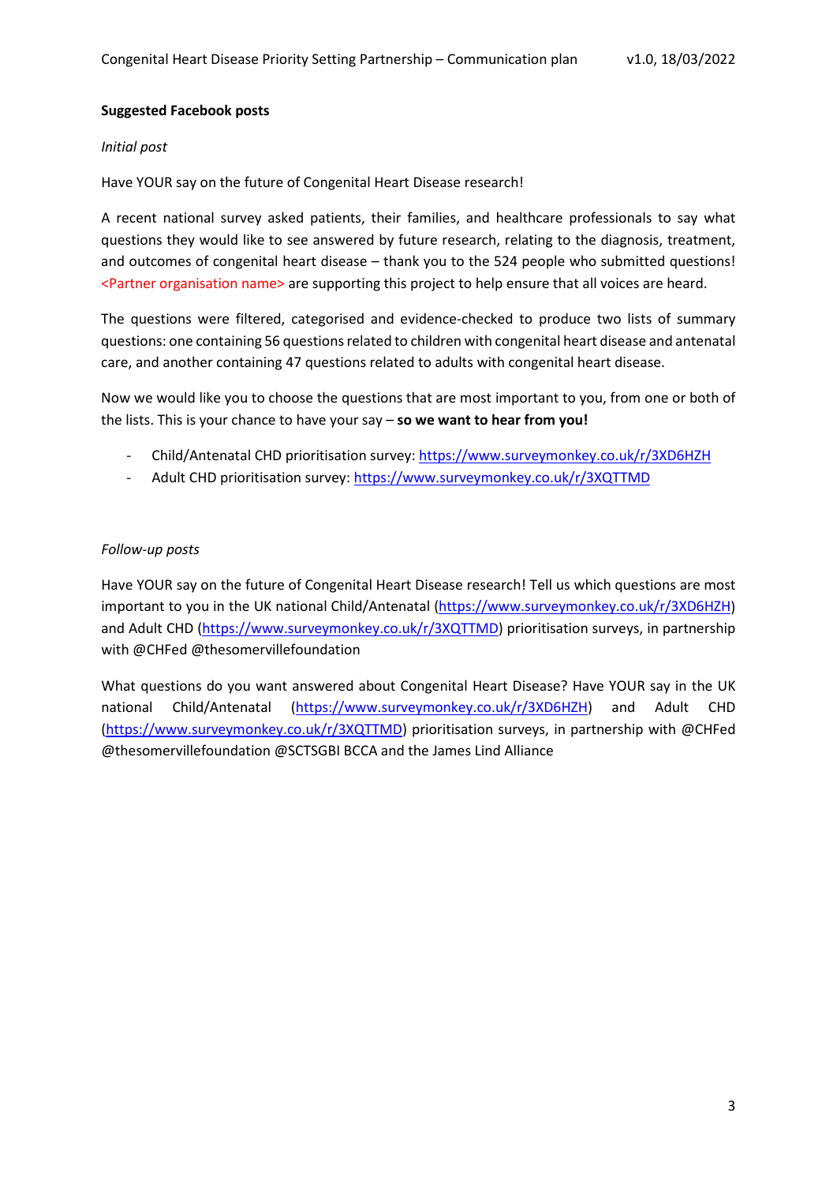**Suggested Facebook posts**

*Initial post*

Have YOUR say on the future of Congenital Heart Disease research!

A recent national survey asked patients, their families, and healthcare professionals to say what questions they would like to see answered by future research, relating to the diagnosis, treatment, and outcomes of congenital heart disease – thank you to the 524 people who submitted questions! <Partner organisation name> are supporting this project to help ensure that all voices are heard.

The questions were filtered, categorised and evidence-checked to produce two lists of summary questions: one containing 56 questions related to children with congenital heart disease and antenatal care, and another containing 47 questions related to adults with congenital heart disease.

Now we would like you to choose the questions that are most important to you, from one or both of the lists. This is your chance to have your say – **so we want to hear from you!**

- Child/Antenatal CHD prioritisation survey: https://www.surveymonkey.co.uk/r/3XD6HZH
- Adult CHD prioritisation survey: https://www.surveymonkey.co.uk/r/3XQTTMD

*Follow-up posts*

Have YOUR say on the future of Congenital Heart Disease research! Tell us which questions are most important to you in the UK national Child/Antenatal (https://www.surveymonkey.co.uk/r/3XD6HZH) and Adult CHD (https://www.surveymonkey.co.uk/r/3XQTTMD) prioritisation surveys, in partnership with @CHFed @thesomervillefoundation

What questions do you want answered about Congenital Heart Disease? Have YOUR say in the UK national Child/Antenatal (https://www.surveymonkey.co.uk/r/3XD6HZH) and Adult CHD (https://www.surveymonkey.co.uk/r/3XQTTMD) prioritisation surveys, in partnership with @CHFed @thesomervillefoundation @SCTSGBI BCCA and the James Lind Alliance